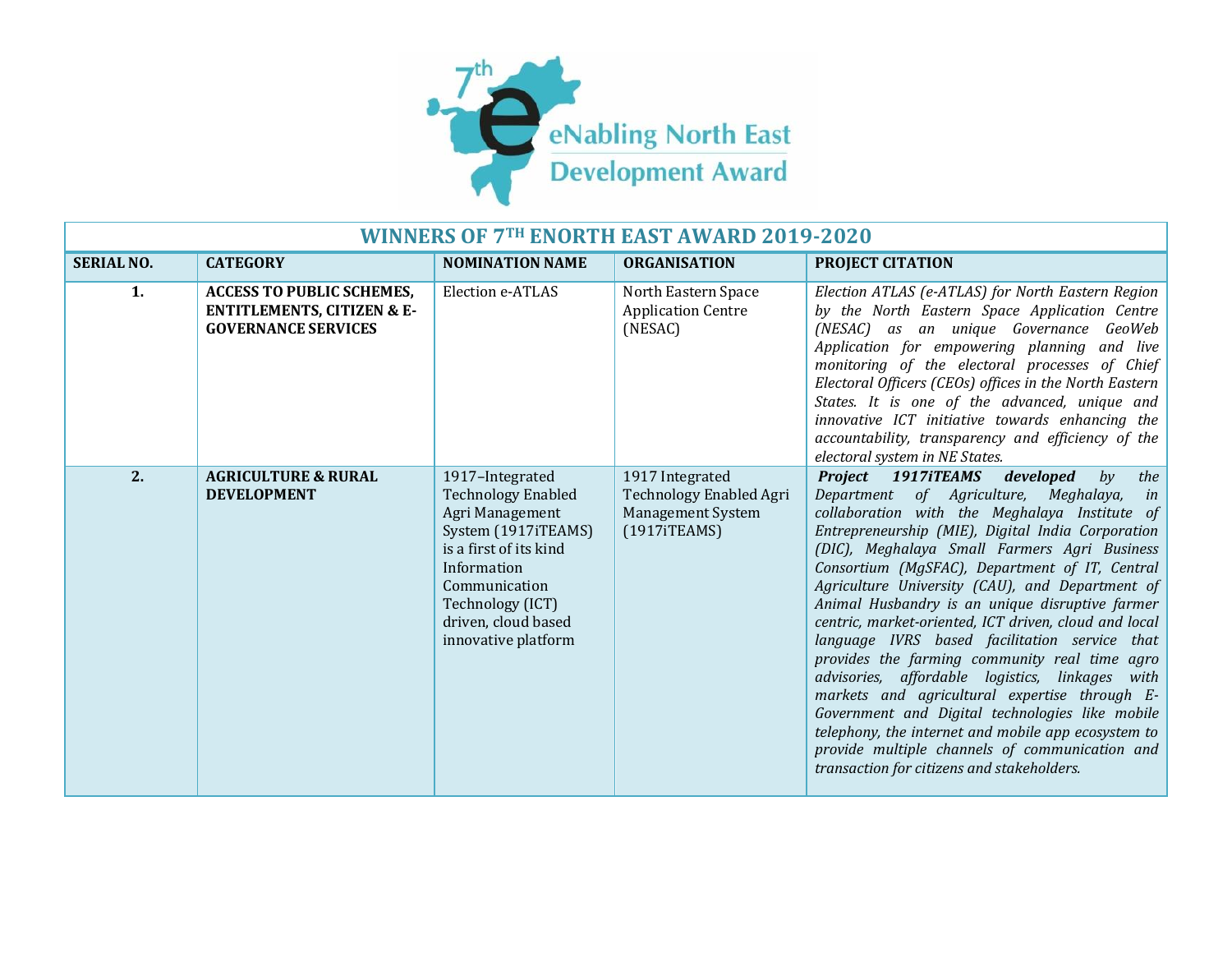7th eNabling North East Development Award

## WINNERS OF 7TH ENORTH EAST AWARD 2019-2020

| SERIAL NO. | CATEGORY | NOMINATION NAME | ORGANISATION | PROJECT CITATION |
|---|---|---|---|---|
| 1. | **ACCESS TO PUBLIC SCHEMES, ENTITLEMENTS, CITIZEN & E-GOVERNANCE SERVICES** | Election e-ATLAS | North Eastern Space Application Centre (NESAC) | *Election ATLAS (e-ATLAS) for North Eastern Region by the North Eastern Space Application Centre (NESAC) as an unique Governance GeoWeb Application for empowering planning and live monitoring of the electoral processes of Chief Electoral Officers (CEOs) offices in the North Eastern States. It is one of the advanced, unique and innovative ICT initiative towards enhancing the accountability, transparency and efficiency of the electoral system in NE States.* |
| 2. | **AGRICULTURE & RURAL DEVELOPMENT** | 1917–Integrated Technology Enabled Agri Management System (1917iTEAMS) is a first of its kind Information Communication Technology (ICT) driven, cloud based innovative platform | 1917 Integrated Technology Enabled Agri Management System (1917iTEAMS) | ***Project 1917iTEAMS developed** by the Department of Agriculture, Meghalaya, in collaboration with the Meghalaya Institute of Entrepreneurship (MIE), Digital India Corporation (DIC), Meghalaya Small Farmers Agri Business Consortium (MgSFAC), Department of IT, Central Agriculture University (CAU), and Department of Animal Husbandry is an unique disruptive farmer centric, market-oriented, ICT driven, cloud and local language IVRS based facilitation service that provides the farming community real time agro advisories, affordable logistics, linkages with markets and agricultural expertise through E-Government and Digital technologies like mobile telephony, the internet and mobile app ecosystem to provide multiple channels of communication and transaction for citizens and stakeholders.* |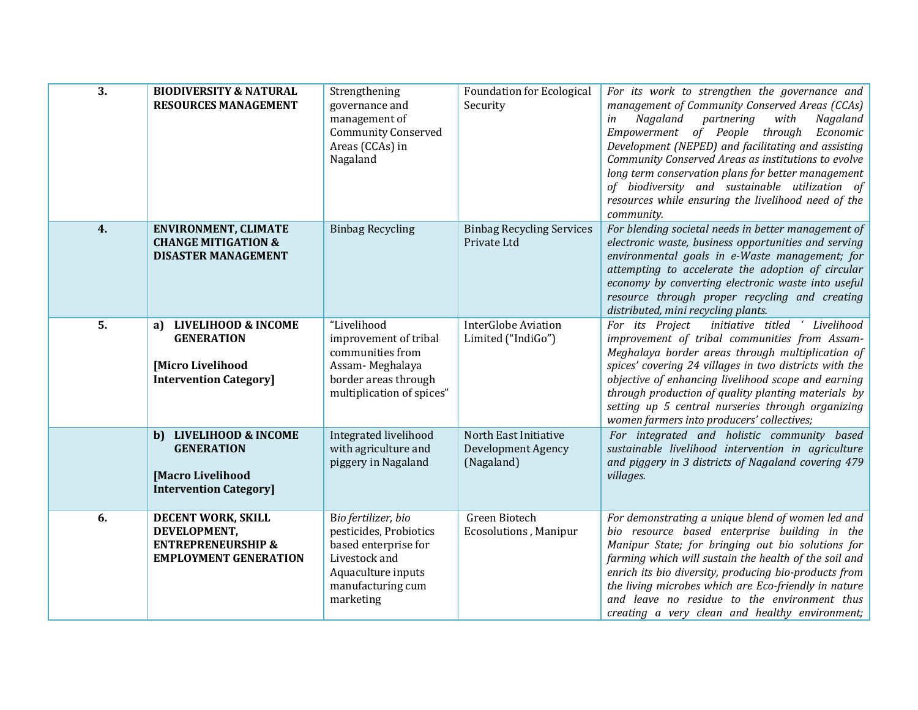| | | | | |
|---|---|---|---|---|
| **3.** | **BIODIVERSITY & NATURAL RESOURCES MANAGEMENT** | Strengthening governance and management of Community Conserved Areas (CCAs) in Nagaland | Foundation for Ecological Security | *For its work to strengthen the governance and management of Community Conserved Areas (CCAs) in Nagaland partnering with Nagaland Empowerment of People through Economic Development (NEPED) and facilitating and assisting Community Conserved Areas as institutions to evolve long term conservation plans for better management of biodiversity and sustainable utilization of resources while ensuring the livelihood need of the community.* |
| **4.** | **ENVIRONMENT, CLIMATE CHANGE MITIGATION & DISASTER MANAGEMENT** | Binbag Recycling | Binbag Recycling Services Private Ltd | *For blending societal needs in better management of electronic waste, business opportunities and serving environmental goals in e-Waste management; for attempting to accelerate the adoption of circular economy by converting electronic waste into useful resource through proper recycling and creating distributed, mini recycling plants.* |
| **5.** | **a) LIVELIHOOD & INCOME GENERATION** <br><br> **[Micro Livelihood Intervention Category]** | "Livelihood improvement of tribal communities from Assam- Meghalaya border areas through multiplication of spices" | InterGlobe Aviation Limited ("IndiGo") | *For its Project initiative titled ' Livelihood improvement of tribal communities from Assam-Meghalaya border areas through multiplication of spices' covering 24 villages in two districts with the objective of enhancing livelihood scope and earning through production of quality planting materials by setting up 5 central nurseries through organizing women farmers into producers' collectives;* |
| | **b) LIVELIHOOD & INCOME GENERATION** <br><br> **[Macro Livelihood Intervention Category]** | Integrated livelihood with agriculture and piggery in Nagaland | North East Initiative Development Agency (Nagaland) | *For integrated and holistic community based sustainable livelihood intervention in agriculture and piggery in 3 districts of Nagaland covering 479 villages.* |
| **6.** | **DECENT WORK, SKILL DEVELOPMENT, ENTREPRENEURSHIP & EMPLOYMENT GENERATION** | Bio fertilizer, bio pesticides, Probiotics based enterprise for Livestock and Aquaculture inputs manufacturing cum marketing | Green Biotech Ecosolutions , Manipur | *For demonstrating a unique blend of women led and bio resource based enterprise building in the Manipur State; for bringing out bio solutions for farming which will sustain the health of the soil and enrich its bio diversity, producing bio-products from the living microbes which are Eco-friendly in nature and leave no residue to the environment thus creating a very clean and healthy environment;* |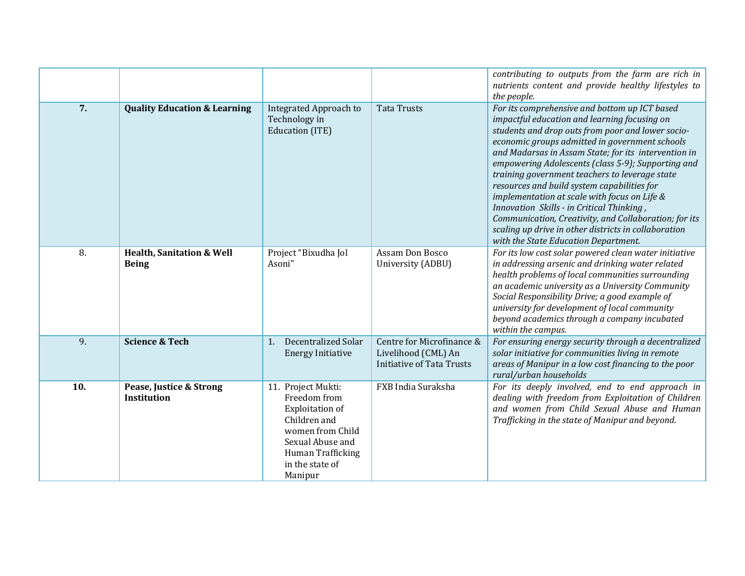| | | | | |
|---|---|---|---|---|
| | | | | *contributing to outputs from the farm are rich in nutrients content and provide healthy lifestyles to the people.* |
| **7.** | **Quality Education & Learning** | Integrated Approach to Technology in Education (ITE) | Tata Trusts | *For its comprehensive and bottom up ICT based impactful education and learning focusing on students and drop outs from poor and lower socio-economic groups admitted in government schools and Madarsas in Assam State; for its intervention in empowering Adolescents (class 5-9); Supporting and training government teachers to leverage state resources and build system capabilities for implementation at scale with focus on Life & Innovation Skills - in Critical Thinking , Communication, Creativity, and Collaboration; for its scaling up drive in other districts in collaboration with the State Education Department.* |
| 8. | **Health, Sanitation & Well Being** | Project "Bixudha Jol Asoni" | Assam Don Bosco University (ADBU) | *For its low cost solar powered clean water initiative in addressing arsenic and drinking water related health problems of local communities surrounding an academic university as a University Community Social Responsibility Drive; a good example of university for development of local community beyond academics through a company incubated within the campus.* |
| 9. | **Science & Tech** | 1. Decentralized Solar Energy Initiative | Centre for Microfinance & Livelihood (CML) An Initiative of Tata Trusts | *For ensuring energy security through a decentralized solar initiative for communities living in remote areas of Manipur in a low cost financing to the poor rural/urban households* |
| **10.** | **Pease, Justice & Strong Institution** | 11. Project Mukti: Freedom from Exploitation of Children and women from Child Sexual Abuse and Human Trafficking in the state of Manipur | FXB India Suraksha | *For its deeply involved, end to end approach in dealing with freedom from Exploitation of Children and women from Child Sexual Abuse and Human Trafficking in the state of Manipur and beyond.* |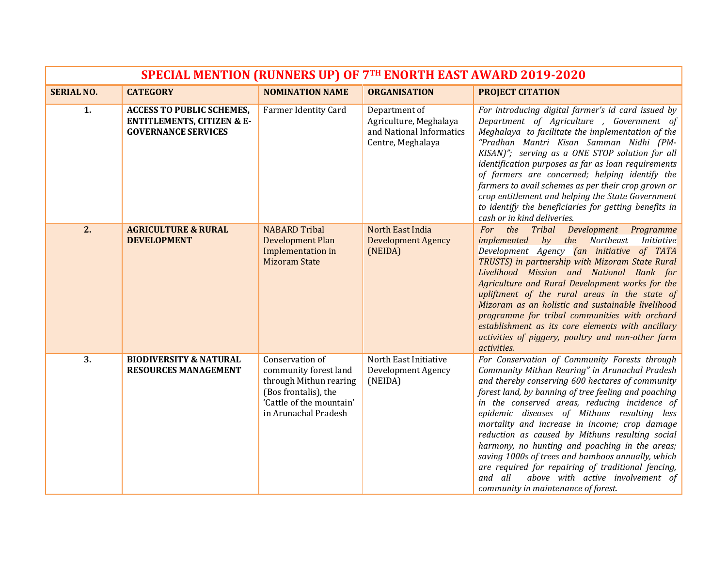| SPECIAL MENTION (RUNNERS UP) OF 7TH ENORTH EAST AWARD 2019-2020 | | | | |
|---|---|---|---|---|
| **SERIAL NO.** | **CATEGORY** | **NOMINATION NAME** | **ORGANISATION** | **PROJECT CITATION** |
| **1.** | **ACCESS TO PUBLIC SCHEMES, ENTITLEMENTS, CITIZEN & E-GOVERNANCE SERVICES** | Farmer Identity Card | Department of Agriculture, Meghalaya and National Informatics Centre, Meghalaya | *For introducing digital farmer's id card issued by Department of Agriculture , Government of Meghalaya to facilitate the implementation of the "Pradhan Mantri Kisan Samman Nidhi (PM-KISAN)"; serving as a ONE STOP solution for all identification purposes as far as loan requirements of farmers are concerned; helping identify the farmers to avail schemes as per their crop grown or crop entitlement and helping the State Government to identify the beneficiaries for getting benefits in cash or in kind deliveries.* |
| **2.** | **AGRICULTURE & RURAL DEVELOPMENT** | NABARD Tribal Development Plan Implementation in Mizoram State | North East India Development Agency (NEIDA) | *For the Tribal Development Programme implemented by the Northeast Initiative Development Agency (an initiative of TATA TRUSTS) in partnership with Mizoram State Rural Livelihood Mission and National Bank for Agriculture and Rural Development works for the upliftment of the rural areas in the state of Mizoram as an holistic and sustainable livelihood programme for tribal communities with orchard establishment as its core elements with ancillary activities of piggery, poultry and non-other farm activities.* |
| **3.** | **BIODIVERSITY & NATURAL RESOURCES MANAGEMENT** | Conservation of community forest land through Mithun rearing (Bos frontalis), the 'Cattle of the mountain' in Arunachal Pradesh | North East Initiative Development Agency (NEIDA) | *For Conservation of Community Forests through Community Mithun Rearing" in Arunachal Pradesh and thereby conserving 600 hectares of community forest land, by banning of tree feeling and poaching in the conserved areas, reducing incidence of epidemic diseases of Mithuns resulting less mortality and increase in income; crop damage reduction as caused by Mithuns resulting social harmony, no hunting and poaching in the areas; saving 1000s of trees and bamboos annually, which are required for repairing of traditional fencing, and all above with active involvement of community in maintenance of forest.* |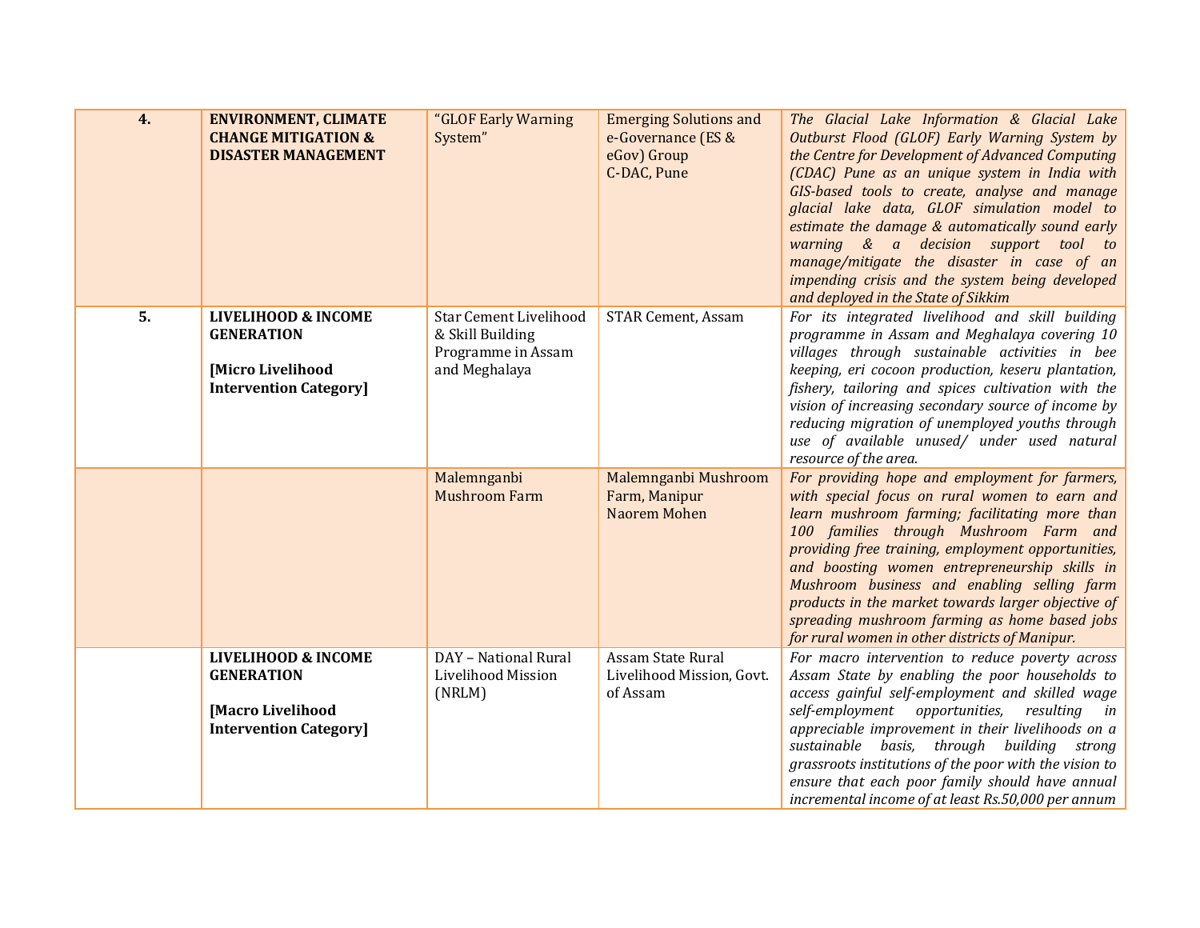| 4. | **ENVIRONMENT, CLIMATE CHANGE MITIGATION & DISASTER MANAGEMENT** | "GLOF Early Warning System" | Emerging Solutions and e-Governance (ES & eGov) Group<br>C-DAC, Pune | *The Glacial Lake Information & Glacial Lake Outburst Flood (GLOF) Early Warning System by the Centre for Development of Advanced Computing (CDAC) Pune as an unique system in India with GIS-based tools to create, analyse and manage glacial lake data, GLOF simulation model to estimate the damage & automatically sound early warning & a decision support tool to manage/mitigate the disaster in case of an impending crisis and the system being developed and deployed in the State of Sikkim* |
|---|---|---|---|---|
| 5. | **LIVELIHOOD & INCOME GENERATION**<br><br>**[Micro Livelihood Intervention Category]** | Star Cement Livelihood & Skill Building Programme in Assam and Meghalaya | STAR Cement, Assam | *For its integrated livelihood and skill building programme in Assam and Meghalaya covering 10 villages through sustainable activities in bee keeping, eri cocoon production, keseru plantation, fishery, tailoring and spices cultivation with the vision of increasing secondary source of income by reducing migration of unemployed youths through use of available unused/ under used natural resource of the area.* |
| | | Malemnganbi Mushroom Farm | Malemnganbi Mushroom Farm, Manipur<br>Naorem Mohen | *For providing hope and employment for farmers, with special focus on rural women to earn and learn mushroom farming; facilitating more than 100 families through Mushroom Farm and providing free training, employment opportunities, and boosting women entrepreneurship skills in Mushroom business and enabling selling farm products in the market towards larger objective of spreading mushroom farming as home based jobs for rural women in other districts of Manipur.* |
| | **LIVELIHOOD & INCOME GENERATION**<br><br>**[Macro Livelihood Intervention Category]** | DAY – National Rural Livelihood Mission (NRLM) | Assam State Rural Livelihood Mission, Govt. of Assam | *For macro intervention to reduce poverty across Assam State by enabling the poor households to access gainful self-employment and skilled wage self-employment opportunities, resulting in appreciable improvement in their livelihoods on a sustainable basis, through building strong grassroots institutions of the poor with the vision to ensure that each poor family should have annual incremental income of at least Rs.50,000 per annum* |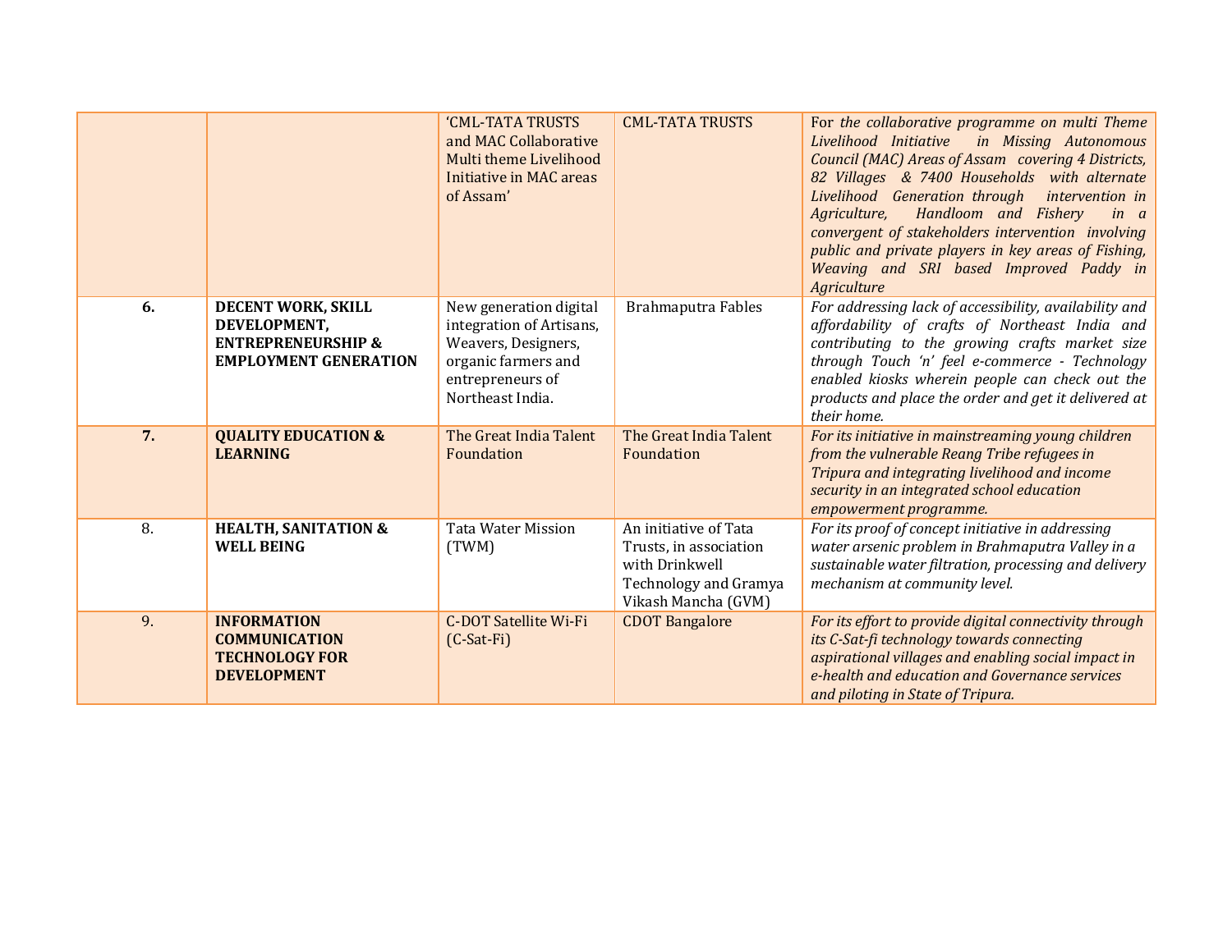| | | | | |
|---|---|---|---|---|
| | | 'CML-TATA TRUSTS and MAC Collaborative Multi theme Livelihood Initiative in MAC areas of Assam' | CML-TATA TRUSTS | For *the collaborative programme on multi Theme Livelihood Initiative in Missing Autonomous Council (MAC) Areas of Assam covering 4 Districts, 82 Villages & 7400 Households with alternate Livelihood Generation through intervention in Agriculture, Handloom and Fishery in a convergent of stakeholders intervention involving public and private players in key areas of Fishing, Weaving and SRI based Improved Paddy in Agriculture* |
| **6.** | **DECENT WORK, SKILL DEVELOPMENT, ENTREPRENEURSHIP & EMPLOYMENT GENERATION** | New generation digital integration of Artisans, Weavers, Designers, organic farmers and entrepreneurs of Northeast India. | Brahmaputra Fables | *For addressing lack of accessibility, availability and affordability of crafts of Northeast India and contributing to the growing crafts market size through Touch 'n' feel e-commerce - Technology enabled kiosks wherein people can check out the products and place the order and get it delivered at their home.* |
| **7.** | **QUALITY EDUCATION & LEARNING** | The Great India Talent Foundation | The Great India Talent Foundation | *For its initiative in mainstreaming young children from the vulnerable Reang Tribe refugees in Tripura and integrating livelihood and income security in an integrated school education empowerment programme.* |
| 8. | **HEALTH, SANITATION & WELL BEING** | Tata Water Mission (TWM) | An initiative of Tata Trusts, in association with Drinkwell Technology and Gramya Vikash Mancha (GVM) | *For its proof of concept initiative in addressing water arsenic problem in Brahmaputra Valley in a sustainable water filtration, processing and delivery mechanism at community level.* |
| 9. | **INFORMATION COMMUNICATION TECHNOLOGY FOR DEVELOPMENT** | C-DOT Satellite Wi-Fi (C-Sat-Fi) | CDOT Bangalore | *For its effort to provide digital connectivity through its C-Sat-fi technology towards connecting aspirational villages and enabling social impact in e-health and education and Governance services and piloting in State of Tripura.* |